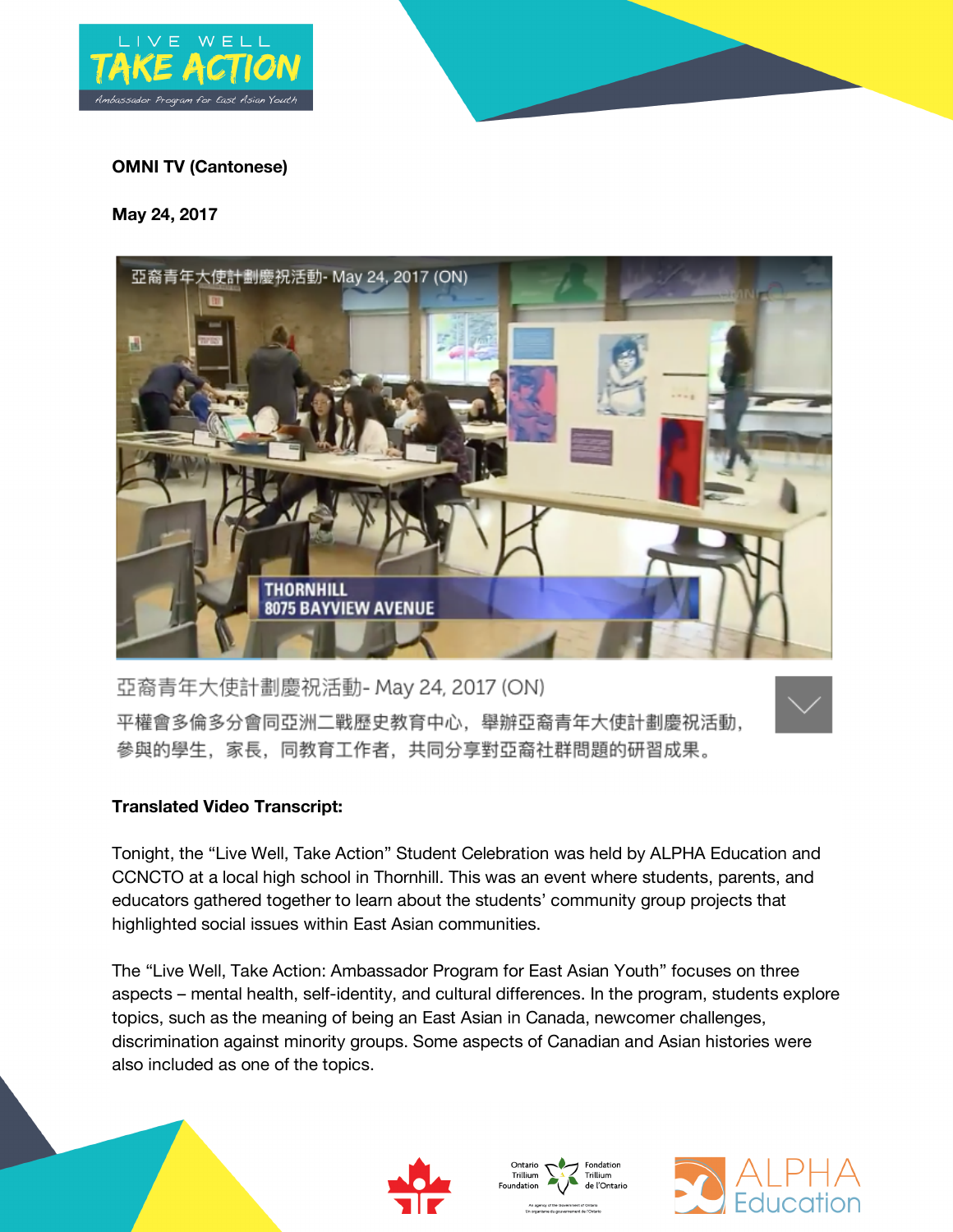**OMNI TV (Cantonese)**

**May 24, 2017**

亞裔青年大使計劃慶祝活動- May 24, 2017 (ON)

平權會多倫多分會同亞洲二戰歷史教育中心，舉辦亞裔青年大使計劃慶祝活動，參與的學生，家長，同教育工作者，共同分享對亞裔社群問題的研習成果。

**Translated Video Transcript:**

Tonight, the "Live Well, Take Action" Student Celebration was held by ALPHA Education and CCNCTO at a local high school in Thornhill. This was an event where students, parents, and educators gathered together to learn about the students' community group projects that highlighted social issues within East Asian communities.

The "Live Well, Take Action: Ambassador Program for East Asian Youth" focuses on three aspects – mental health, self-identity, and cultural differences. In the program, students explore topics, such as the meaning of being an East Asian in Canada, newcomer challenges, discrimination against minority groups. Some aspects of Canadian and Asian histories were also included as one of the topics.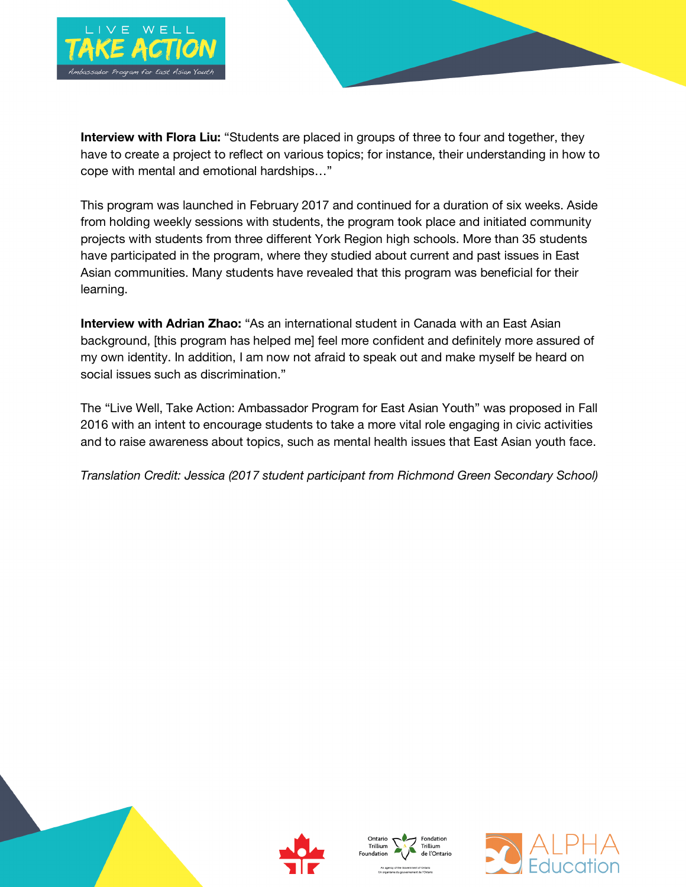**Interview with Flora Liu:** “Students are placed in groups of three to four and together, they have to create a project to reflect on various topics; for instance, their understanding in how to cope with mental and emotional hardships…”

This program was launched in February 2017 and continued for a duration of six weeks. Aside from holding weekly sessions with students, the program took place and initiated community projects with students from three different York Region high schools. More than 35 students have participated in the program, where they studied about current and past issues in East Asian communities. Many students have revealed that this program was beneficial for their learning.

**Interview with Adrian Zhao:** “As an international student in Canada with an East Asian background, [this program has helped me] feel more confident and definitely more assured of my own identity. In addition, I am now not afraid to speak out and make myself be heard on social issues such as discrimination.”

The “Live Well, Take Action: Ambassador Program for East Asian Youth” was proposed in Fall 2016 with an intent to encourage students to take a more vital role engaging in civic activities and to raise awareness about topics, such as mental health issues that East Asian youth face.

*Translation Credit: Jessica (2017 student participant from Richmond Green Secondary School)*